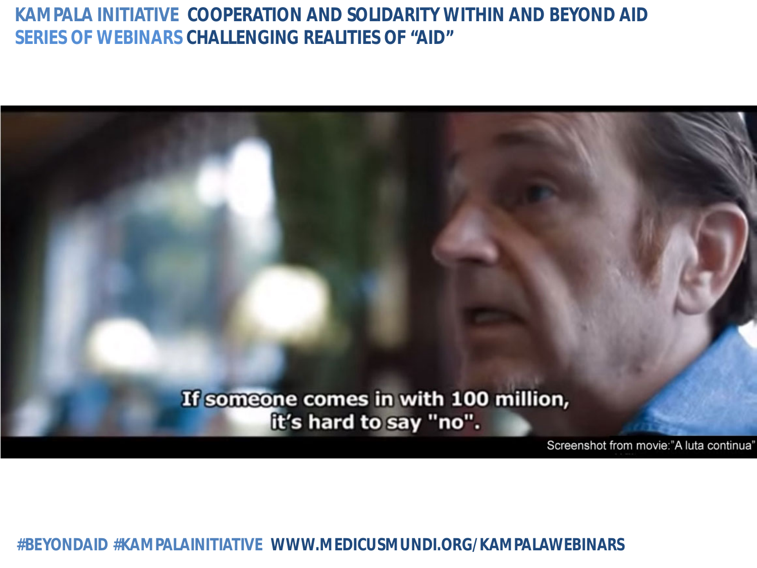# KAMPALA INITIATIVE COOPERATION AND SOLIDARITY WITHIN AND BEYOND AID

## SERIES OF WEBINARS CHALLENGING REALITIES OF "AID"

If someone comes in with 100 million, it's hard to say "no".

Screenshot from movie: "A luta continua"

#BEYONDAID #KAMPALAINITIATIVE WWW.MEDICUSMUNDI.ORG/KAMPALAWEBINARS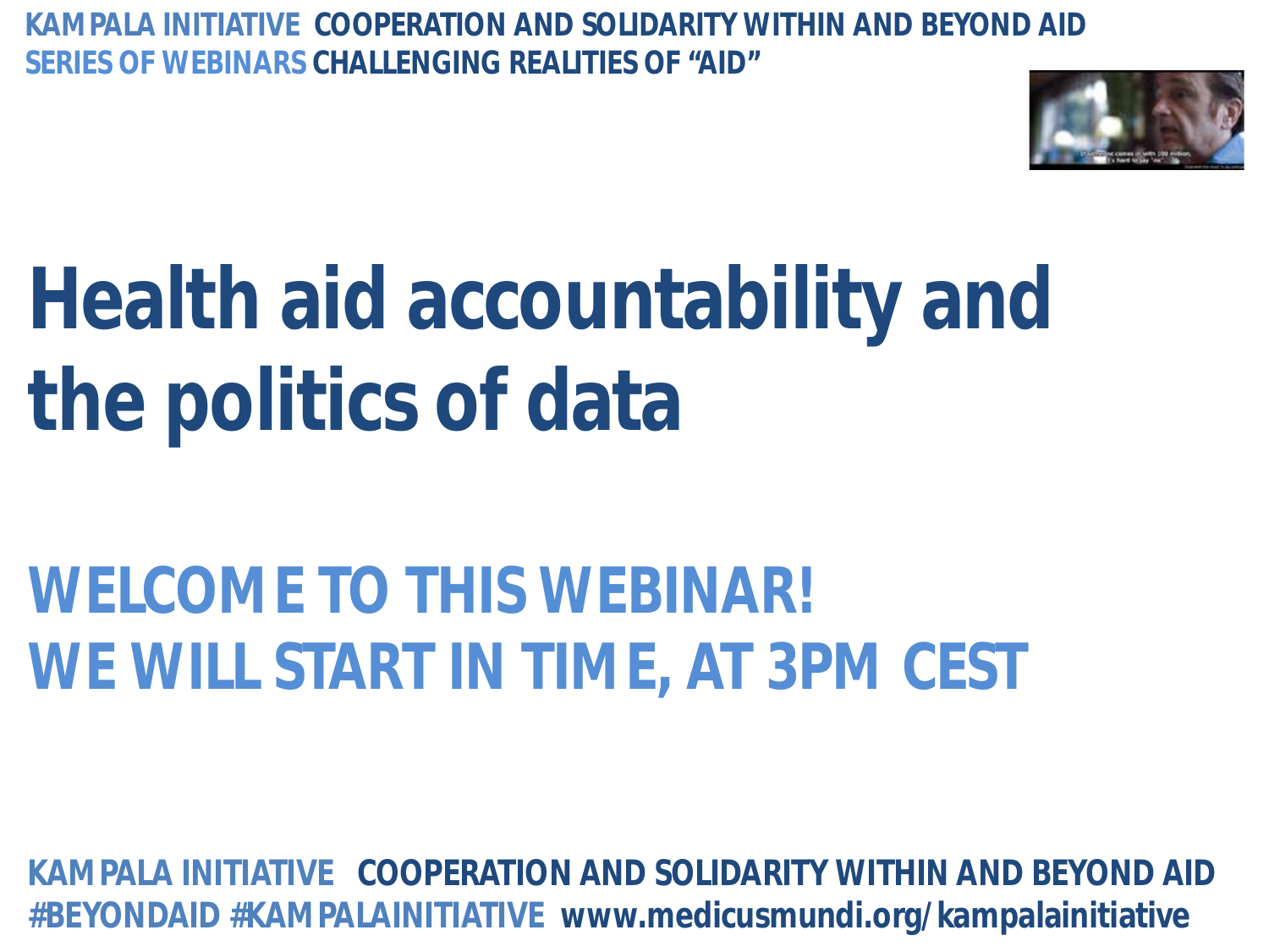**KAMPALA INITIATIVE COOPERATION AND SOLIDARITY WITHIN AND BEYOND AID**
**SERIES OF WEBINARS CHALLENGING REALITIES OF "AID"**

# Health aid accountability and the politics of data

## WELCOME TO THIS WEBINAR!
## WE WILL START IN TIME, AT 3PM CEST

**KAMPALA INITIATIVE COOPERATION AND SOLIDARITY WITHIN AND BEYOND AID**
**#BEYONDAID #KAMPALAINITIATIVE www.medicusmundi.org/kampalainitiative**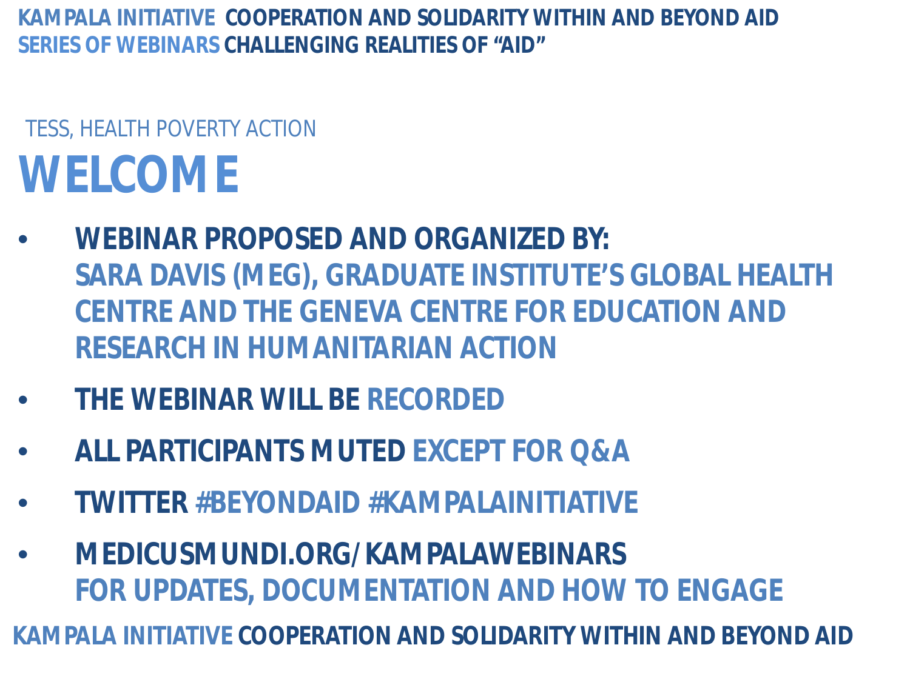**KAMPALA INITIATIVE** COOPERATION AND SOLIDARITY WITHIN AND BEYOND AID
**SERIES OF WEBINARS** CHALLENGING REALITIES OF "AID"

TESS, HEALTH POVERTY ACTION

# WELCOME

- **WEBINAR PROPOSED AND ORGANIZED BY:**
  SARA DAVIS (MEG), GRADUATE INSTITUTE'S GLOBAL HEALTH CENTRE AND THE GENEVA CENTRE FOR EDUCATION AND RESEARCH IN HUMANITARIAN ACTION
- **THE WEBINAR WILL BE** RECORDED
- **ALL PARTICIPANTS MUTED** EXCEPT FOR Q&A
- **TWITTER** #BEYONDAID #KAMPALAINITIATIVE
- **MEDICUSMUNDI.ORG/KAMPALAWEBINARS**
  FOR UPDATES, DOCUMENTATION AND HOW TO ENGAGE

KAMPALA INITIATIVE COOPERATION AND SOLIDARITY WITHIN AND BEYOND AID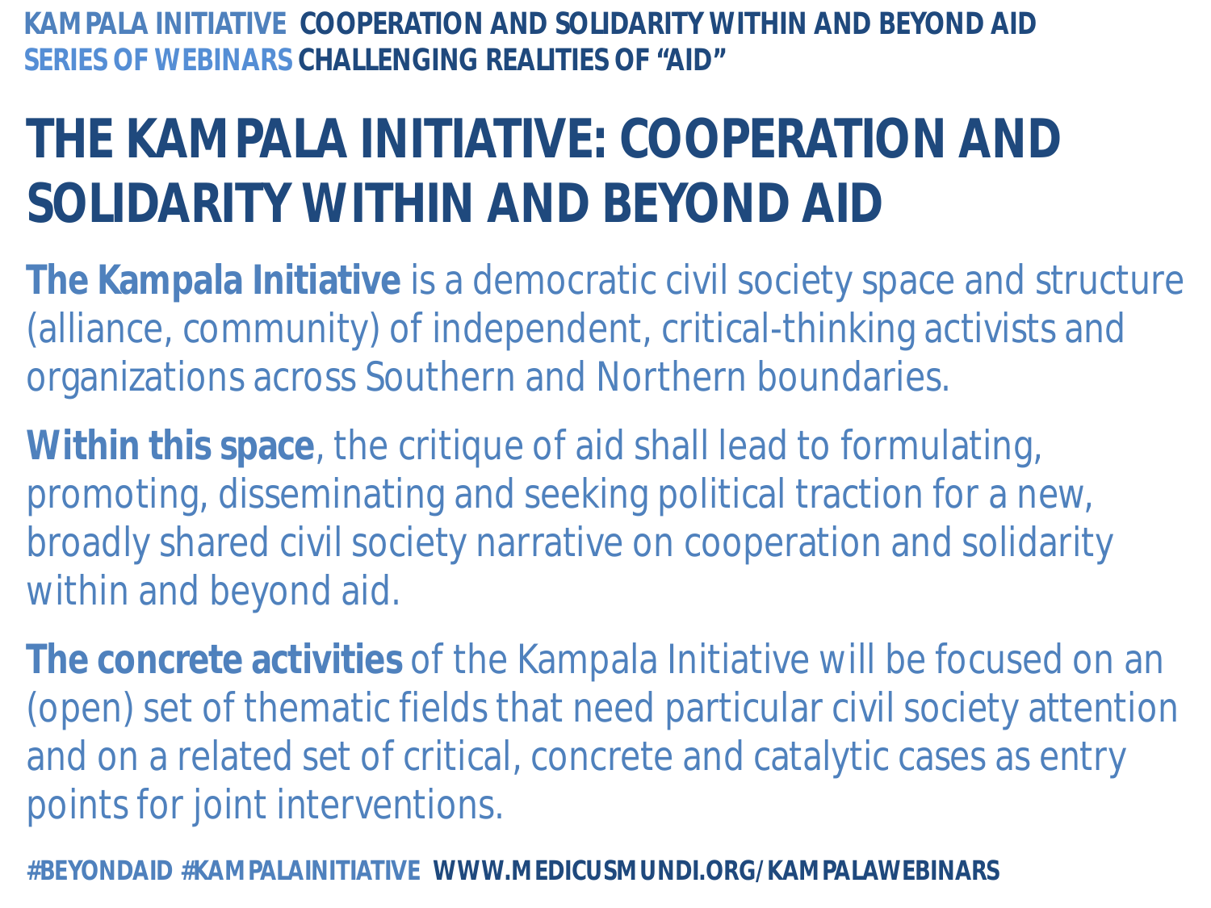# THE KAMPALA INITIATIVE: COOPERATION AND SOLIDARITY WITHIN AND BEYOND AID

**The Kampala Initiative** is a democratic civil society space and structure (alliance, community) of independent, critical-thinking activists and organizations across Southern and Northern boundaries.

**Within this space**, the critique of aid shall lead to formulating, promoting, disseminating and seeking political traction for a new, broadly shared civil society narrative on cooperation and solidarity within and beyond aid.

**The concrete activities** of the Kampala Initiative will be focused on an (open) set of thematic fields that need particular civil society attention and on a related set of critical, concrete and catalytic cases as entry points for joint interventions.

#BEYONDAID #KAMPALAINITIATIVE WWW.MEDICUSMUNDI.ORG/KAMPALAWEBINARS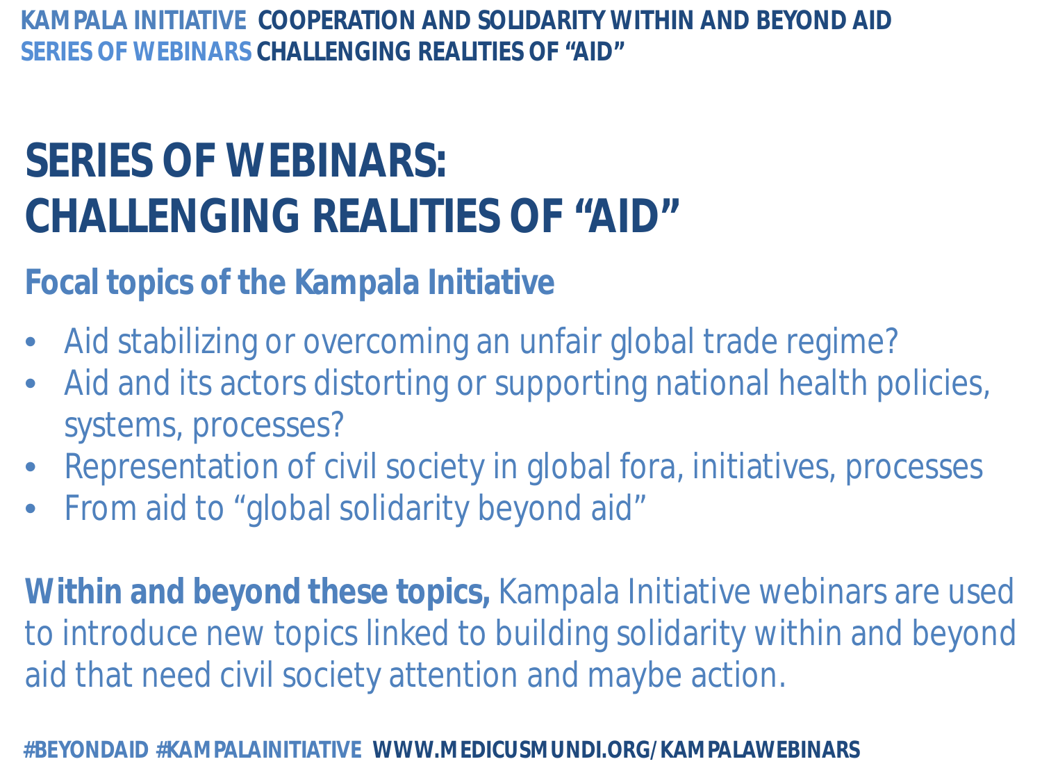# SERIES OF WEBINARS: CHALLENGING REALITIES OF "AID"

## Focal topics of the Kampala Initiative

- Aid stabilizing or overcoming an unfair global trade regime?
- Aid and its actors distorting or supporting national health policies, systems, processes?
- Representation of civil society in global fora, initiatives, processes
- From aid to "global solidarity beyond aid"

**Within and beyond these topics,** Kampala Initiative webinars are used to introduce new topics linked to building solidarity within and beyond aid that need civil society attention and maybe action.

#BEYONDAID #KAMPALAINITIATIVE WWW.MEDICUSMUNDI.ORG/KAMPALAWEBINARS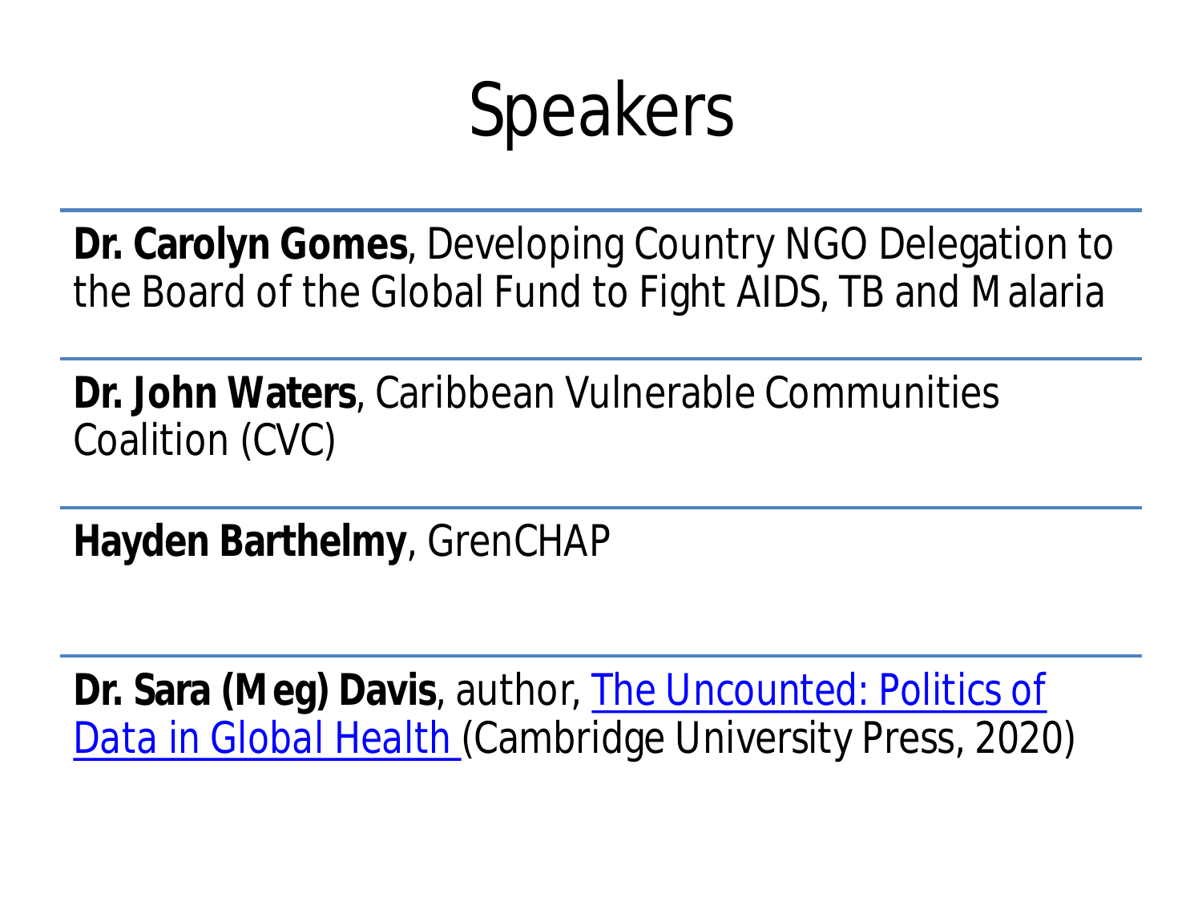# Speakers

**Dr. Carolyn Gomes**, Developing Country NGO Delegation to the Board of the Global Fund to Fight AIDS, TB and Malaria

**Dr. John Waters**, Caribbean Vulnerable Communities Coalition (CVC)

**Hayden Barthelmy**, GrenCHAP

**Dr. Sara (Meg) Davis**, author, The Uncounted: Politics of Data in Global Health (Cambridge University Press, 2020)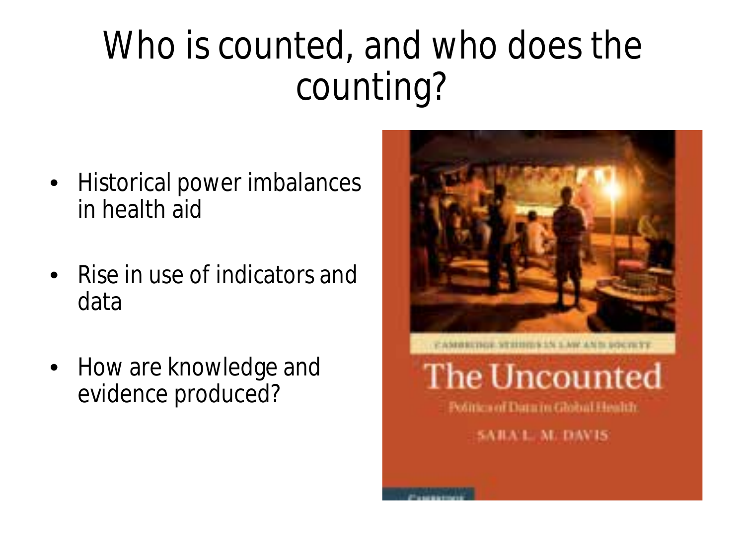# Who is counted, and who does the counting?

- Historical power imbalances in health aid
- Rise in use of indicators and data
- How are knowledge and evidence produced?

CAMBRIDGE STUDIES IN LAW AND SOCIETY

The Uncounted

Politics of Data in Global Health

SARA L. M. DAVIS

CAMBRIDGE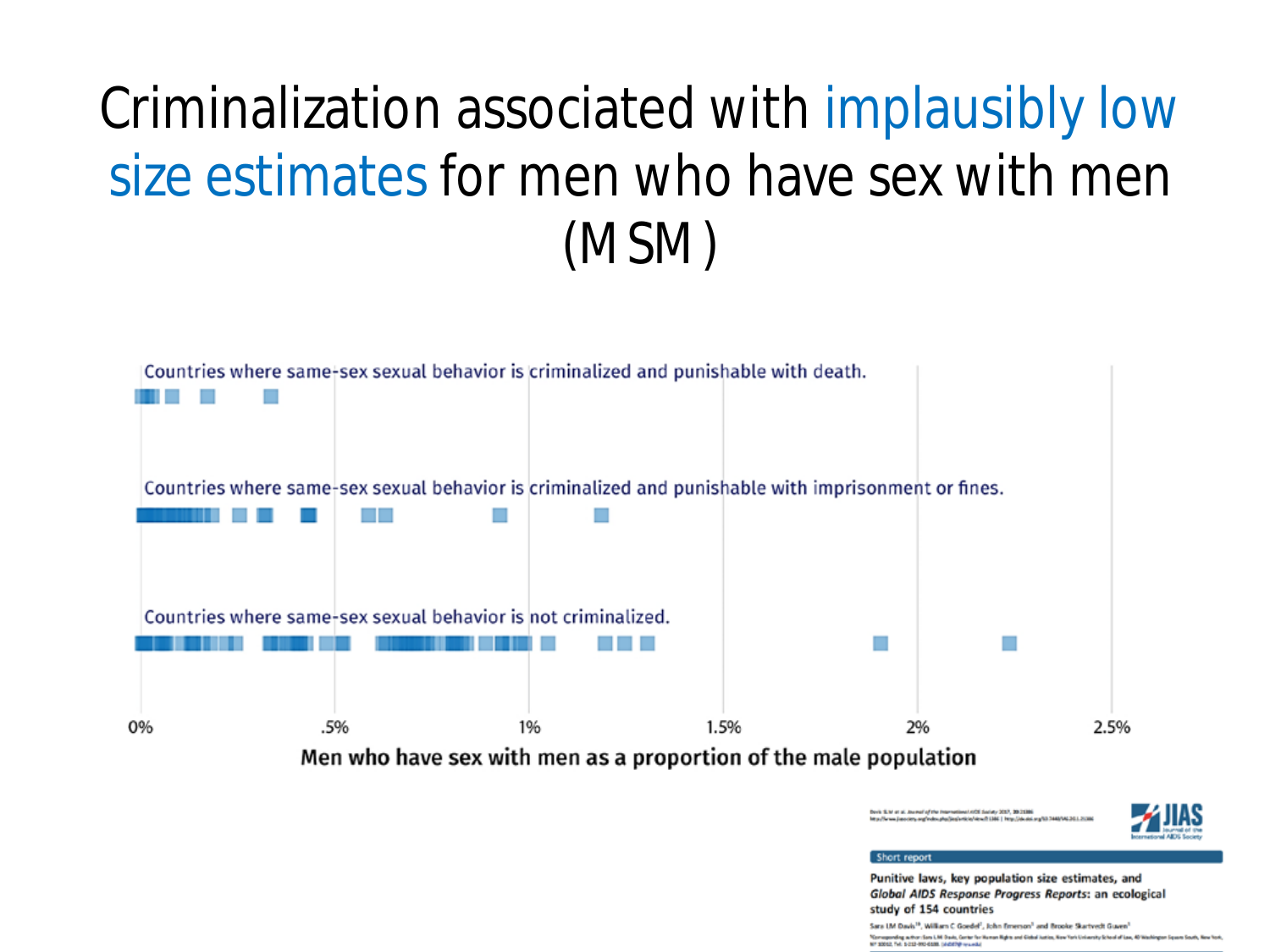# Criminalization associated with implausibly low size estimates for men who have sex with men (MSM)

Countries where same-sex sexual behavior is criminalized and punishable with death.

Countries where same-sex sexual behavior is criminalized and punishable with imprisonment or fines.

Countries where same-sex sexual behavior is not criminalized.

0% .5% 1% 1.5% 2% 2.5%

**Men who have sex with men as a proportion of the male population**

Short report

**Punitive laws, key population size estimates, and *Global AIDS Response Progress Reports*: an ecological study of 154 countries**

Sara LM Davis, William C Goedel, John Emerson and Brooke Skartvedt Guven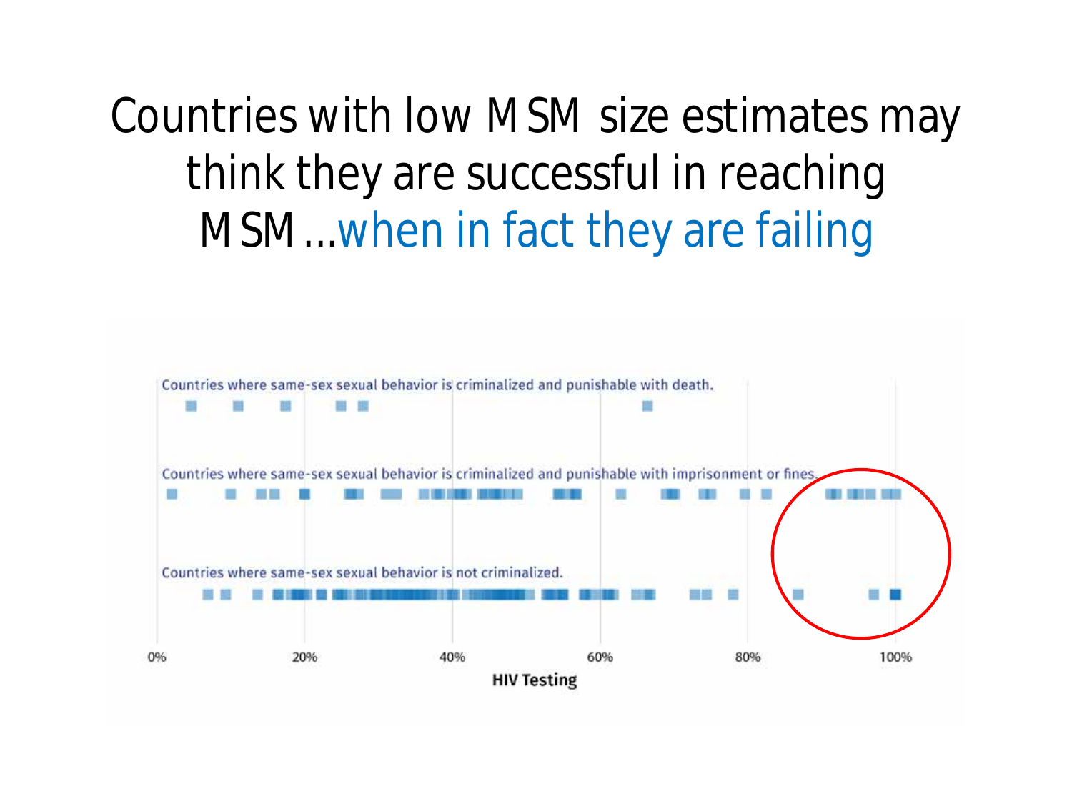# Countries with low MSM size estimates may think they are successful in reaching MSM…when in fact they are failing

Countries where same-sex sexual behavior is criminalized and punishable with death.

Countries where same-sex sexual behavior is criminalized and punishable with imprisonment or fines.

Countries where same-sex sexual behavior is not criminalized.

0% 20% 40% 60% 80% 100%

**HIV Testing**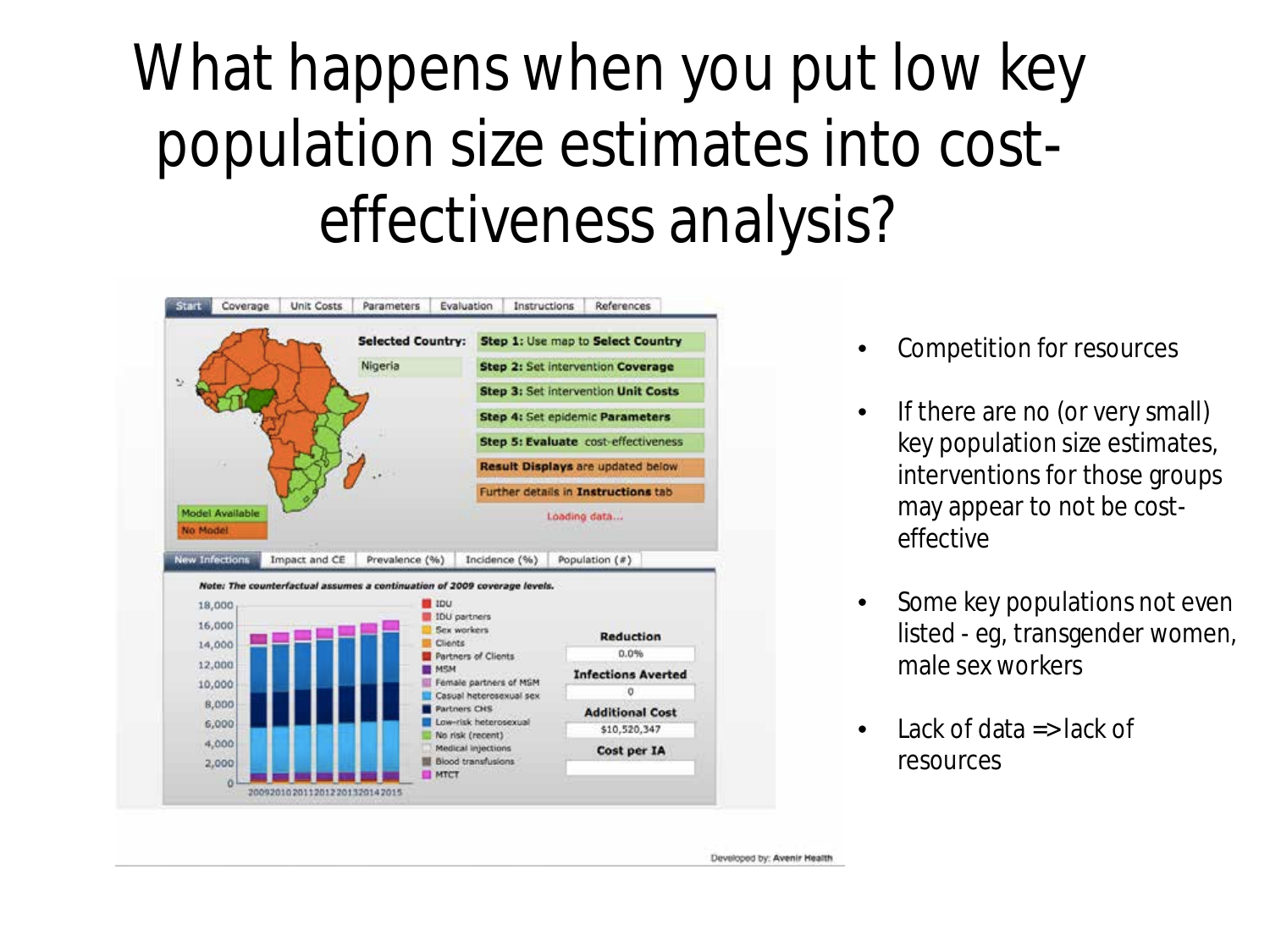# What happens when you put low key population size estimates into cost-effectiveness analysis?

- Competition for resources
- If there are no (or very small) key population size estimates, interventions for those groups may appear to not be cost-effective
- Some key populations not even listed - eg, transgender women, male sex workers
- Lack of data => lack of resources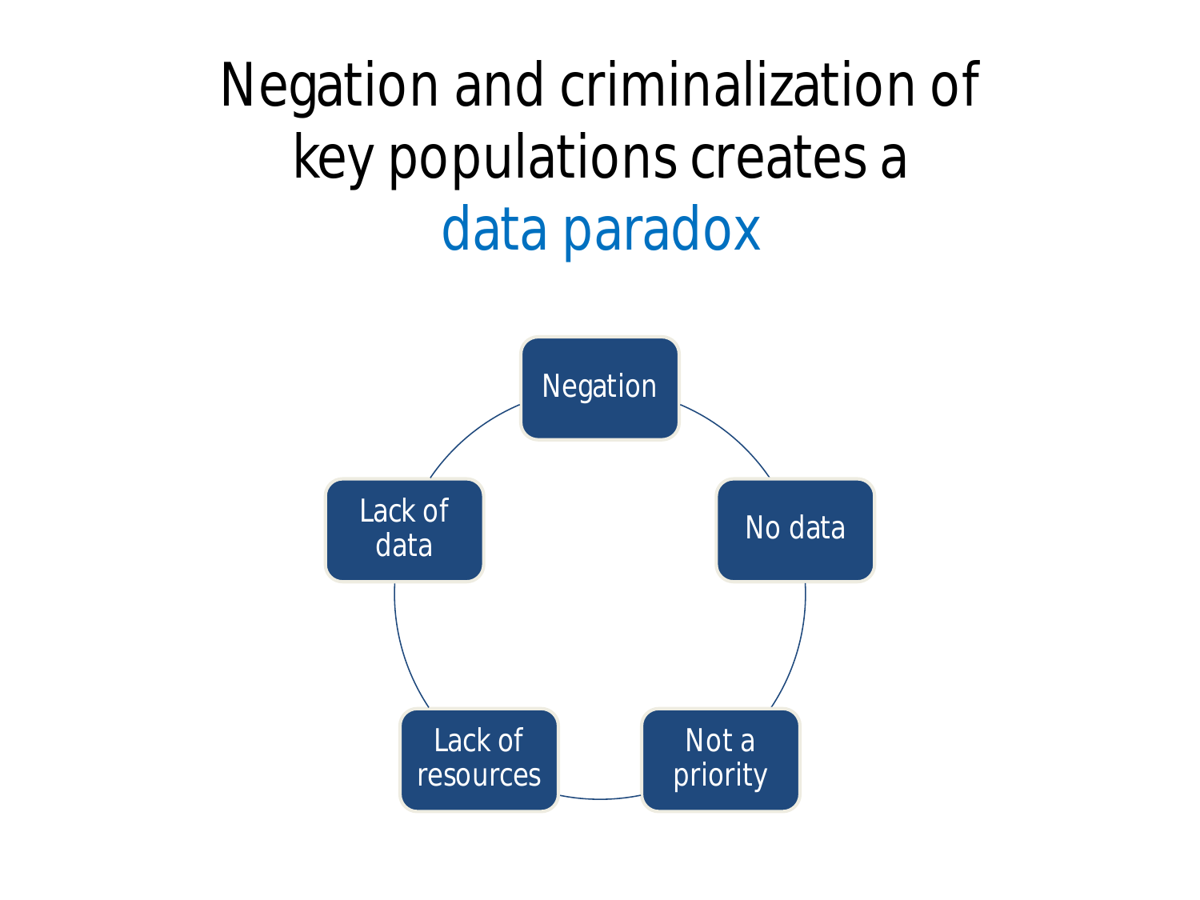# Negation and criminalization of key populations creates a data paradox

- Negation
- No data
- Not a priority
- Lack of resources
- Lack of data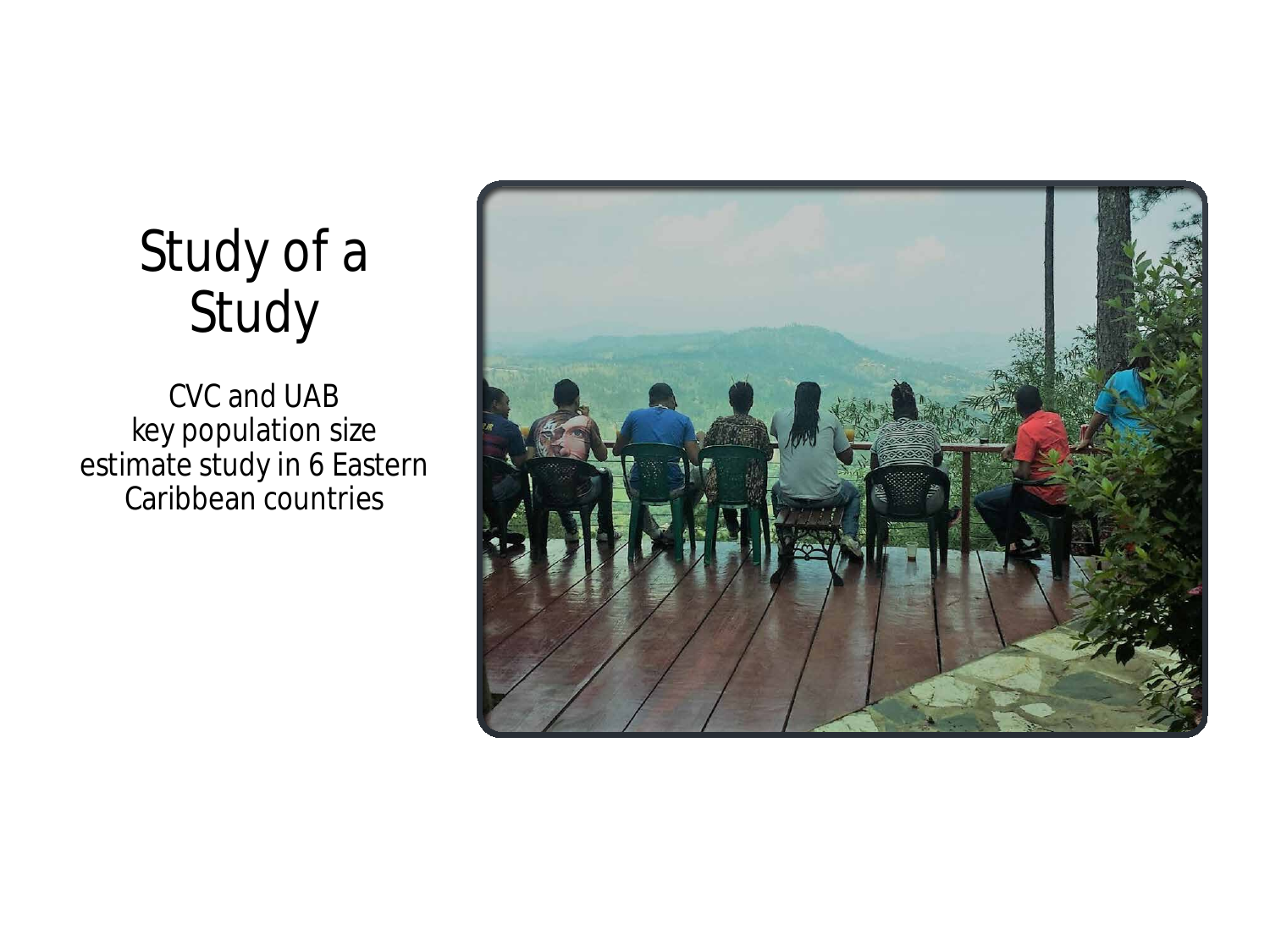# Study of a Study

CVC and UAB key population size estimate study in 6 Eastern Caribbean countries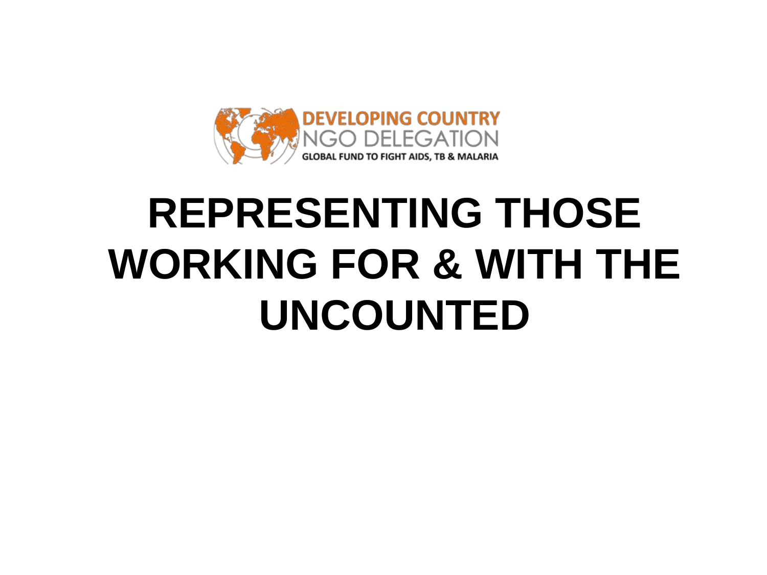DEVELOPING COUNTRY
NGO DELEGATION
GLOBAL FUND TO FIGHT AIDS, TB & MALARIA

# REPRESENTING THOSE WORKING FOR & WITH THE UNCOUNTED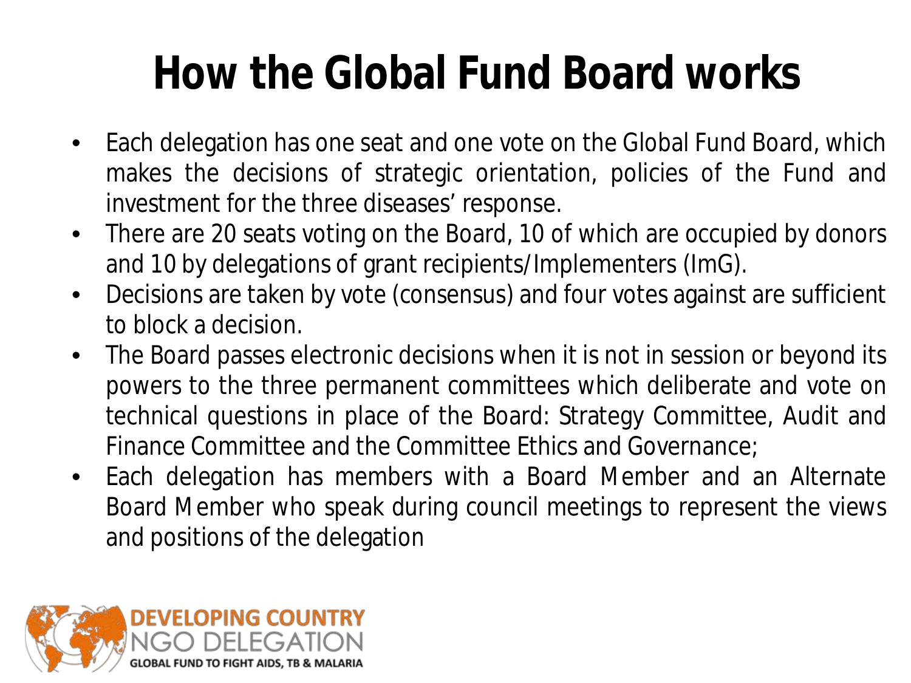# How the Global Fund Board works

- Each delegation has one seat and one vote on the Global Fund Board, which makes the decisions of strategic orientation, policies of the Fund and investment for the three diseases' response.
- There are 20 seats voting on the Board, 10 of which are occupied by donors and 10 by delegations of grant recipients/Implementers (ImG).
- Decisions are taken by vote (consensus) and four votes against are sufficient to block a decision.
- The Board passes electronic decisions when it is not in session or beyond its powers to the three permanent committees which deliberate and vote on technical questions in place of the Board: Strategy Committee, Audit and Finance Committee and the Committee Ethics and Governance;
- Each delegation has members with a Board Member and an Alternate Board Member who speak during council meetings to represent the views and positions of the delegation

DEVELOPING COUNTRY NGO DELEGATION
GLOBAL FUND TO FIGHT AIDS, TB & MALARIA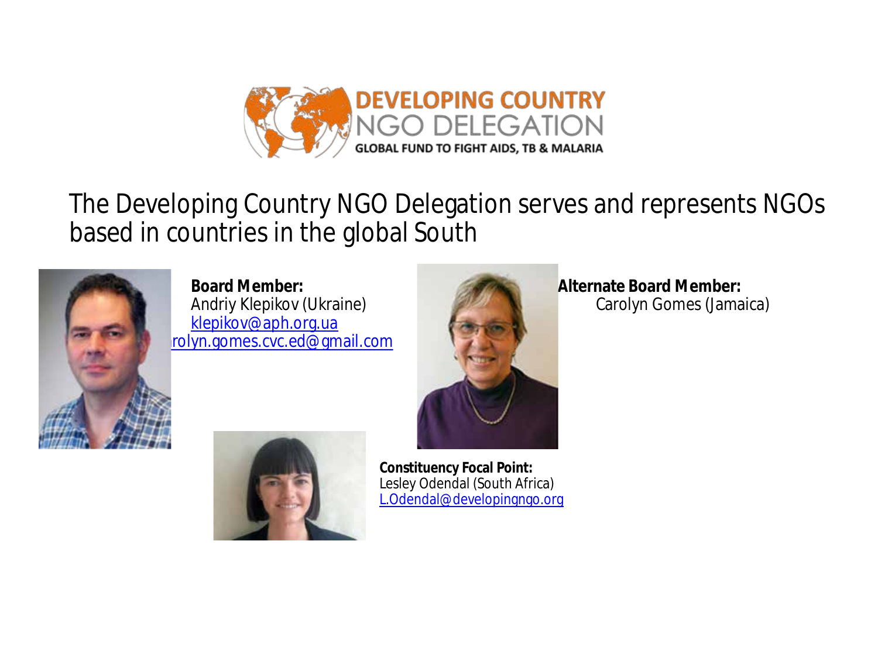DEVELOPING COUNTRY NGO DELEGATION

GLOBAL FUND TO FIGHT AIDS, TB & MALARIA

The Developing Country NGO Delegation serves and represents NGOs based in countries in the global South

**Board Member:**
Andriy Klepikov (Ukraine)
klepikov@aph.org.ua
rolyn.gomes.cvc.ed@gmail.com

**Alternate Board Member:**
Carolyn Gomes (Jamaica)

**Constituency Focal Point:**
Lesley Odendal (South Africa)
L.Odendal@developingngo.org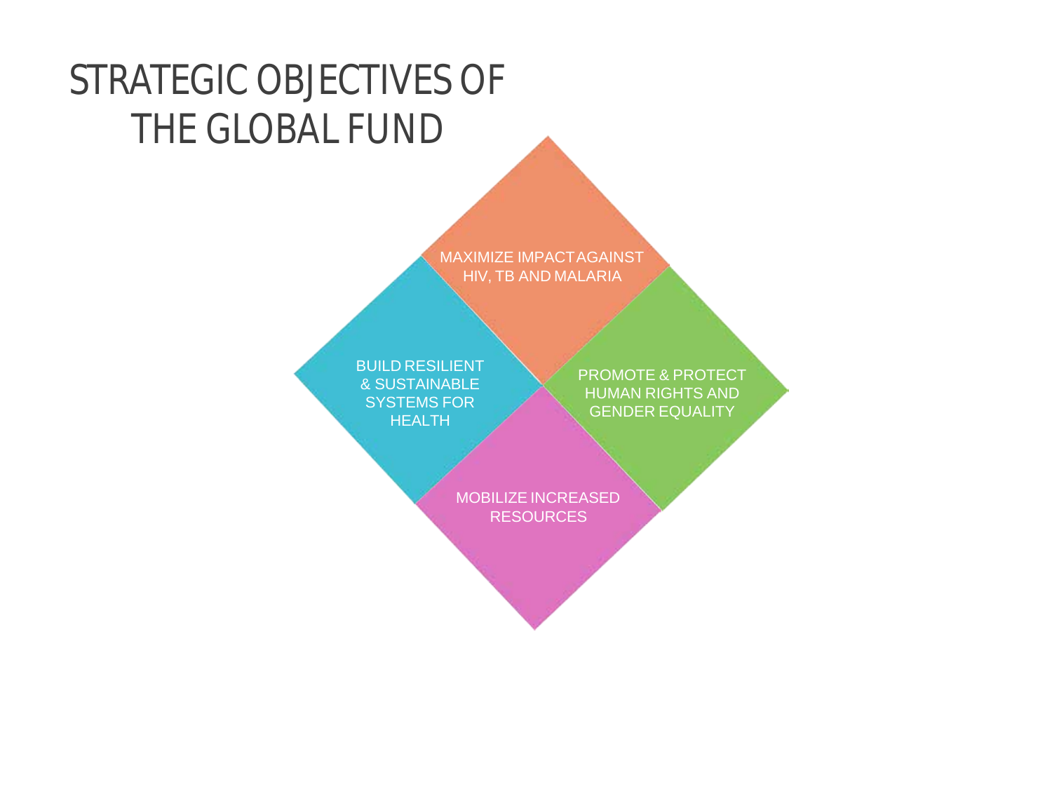# STRATEGIC OBJECTIVES OF THE GLOBAL FUND

MAXIMIZE IMPACT AGAINST HIV, TB AND MALARIA

BUILD RESILIENT & SUSTAINABLE SYSTEMS FOR HEALTH

PROMOTE & PROTECT HUMAN RIGHTS AND GENDER EQUALITY

MOBILIZE INCREASED RESOURCES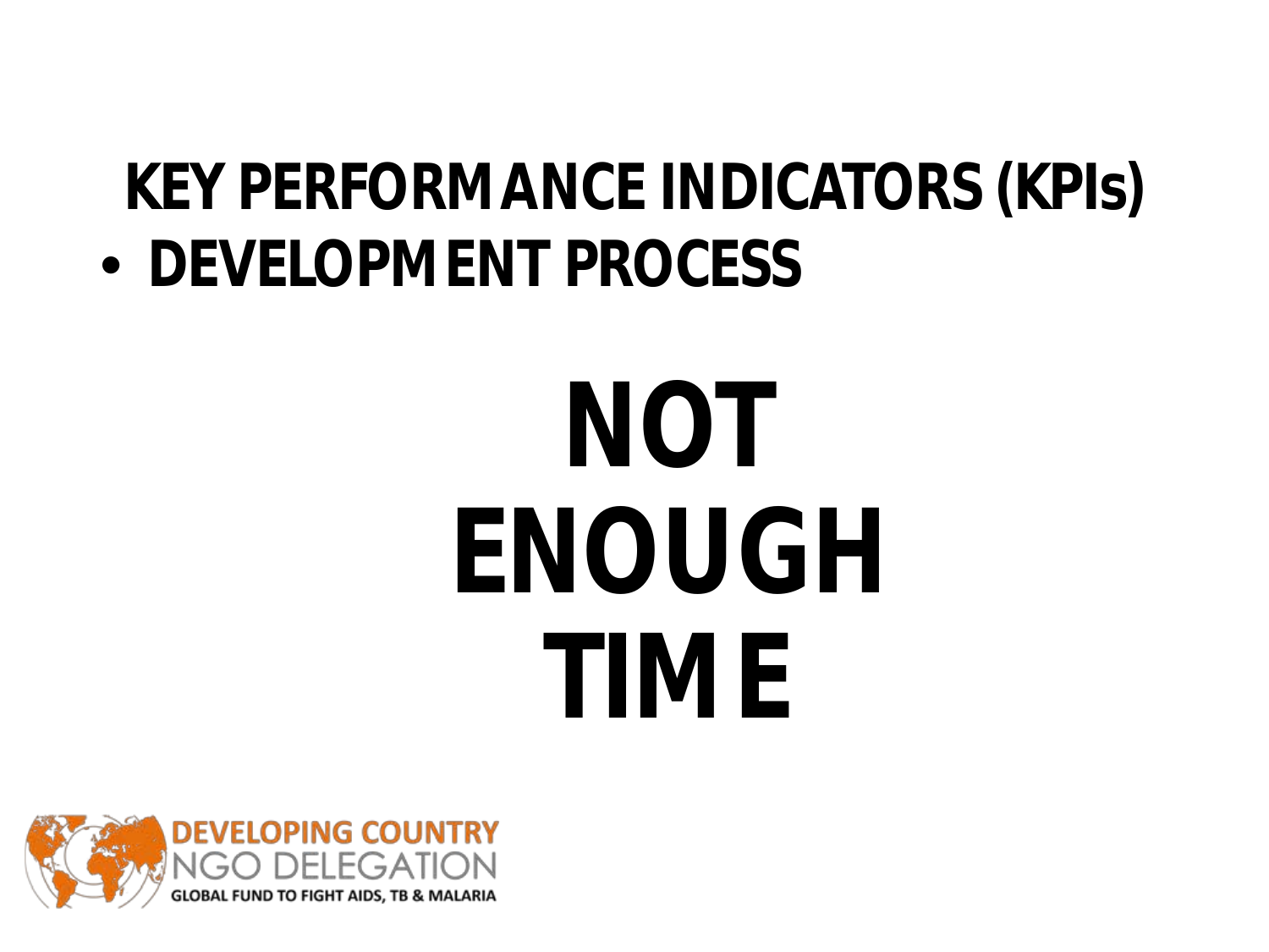# KEY PERFORMANCE INDICATORS (KPIs)

- **DEVELOPMENT PROCESS**

**NOT ENOUGH TIME**

DEVELOPING COUNTRY
NGO DELEGATION
GLOBAL FUND TO FIGHT AIDS, TB & MALARIA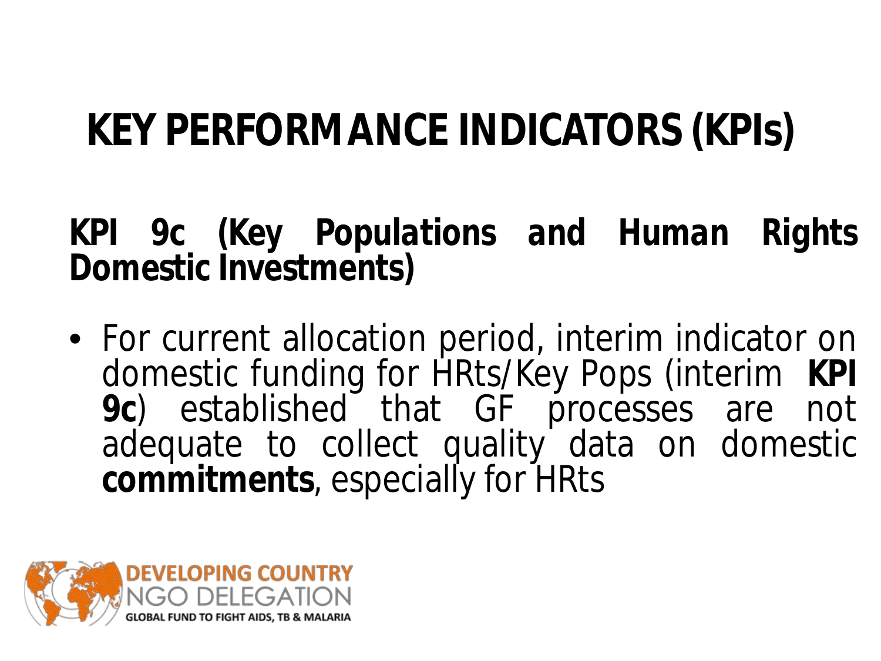# KEY PERFORMANCE INDICATORS (KPIs)

**KPI 9c (Key Populations and Human Rights Domestic Investments)**

- For current allocation period, interim indicator on domestic funding for HRts/Key Pops (interim **KPI 9c**) established that GF processes are not adequate to collect quality data on domestic **commitments**, especially for HRts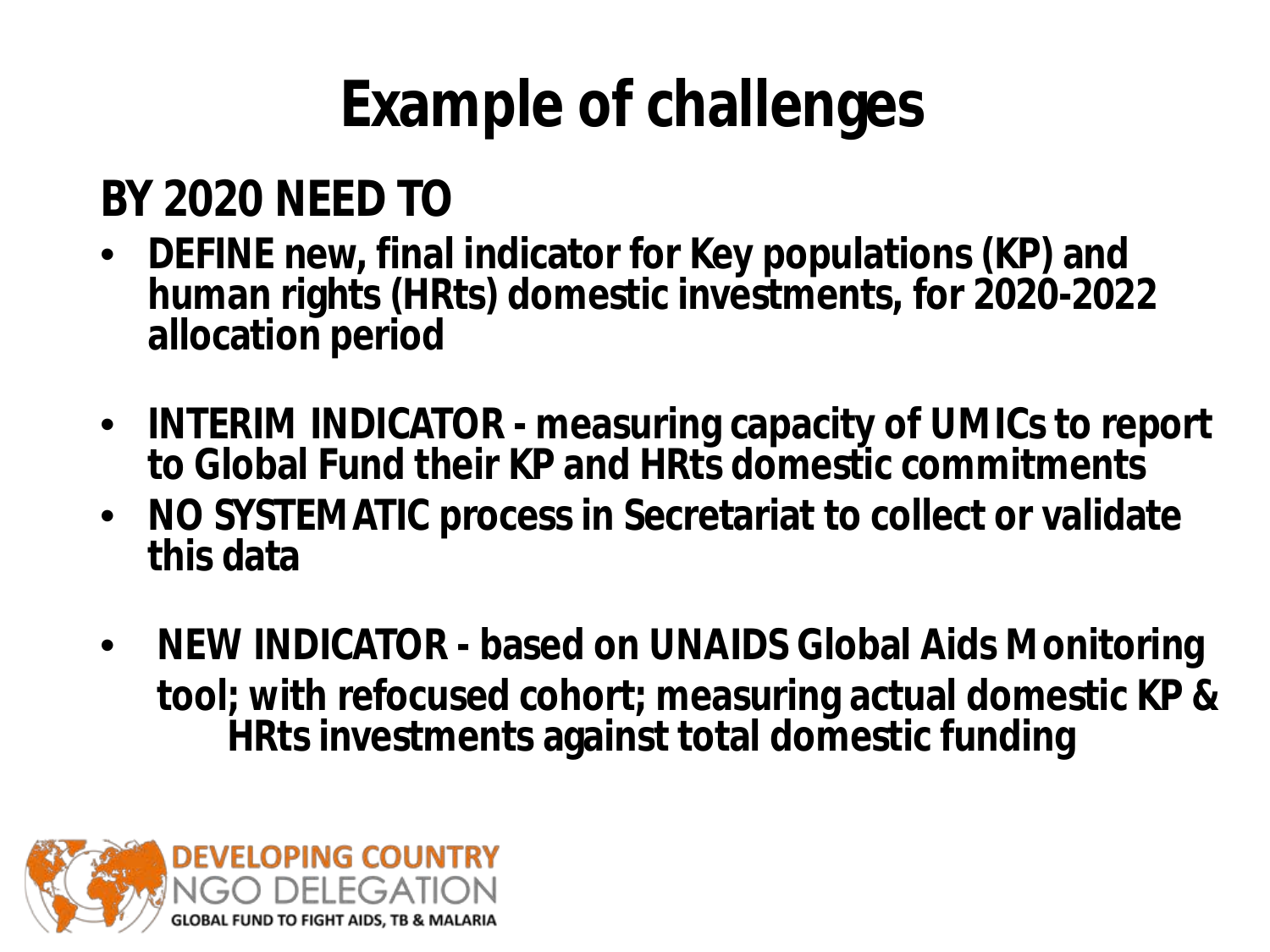# Example of challenges

## BY 2020 NEED TO

- DEFINE new, final indicator for Key populations (KP) and human rights (HRts) domestic investments, for 2020-2022 allocation period

- INTERIM INDICATOR - measuring capacity of UMICs to report to Global Fund their KP and HRts domestic commitments
- NO SYSTEMATIC process in Secretariat to collect or validate this data

- NEW INDICATOR - based on UNAIDS Global Aids Monitoring tool; with refocused cohort; measuring actual domestic KP & HRts investments against total domestic funding

DEVELOPING COUNTRY NGO DELEGATION
GLOBAL FUND TO FIGHT AIDS, TB & MALARIA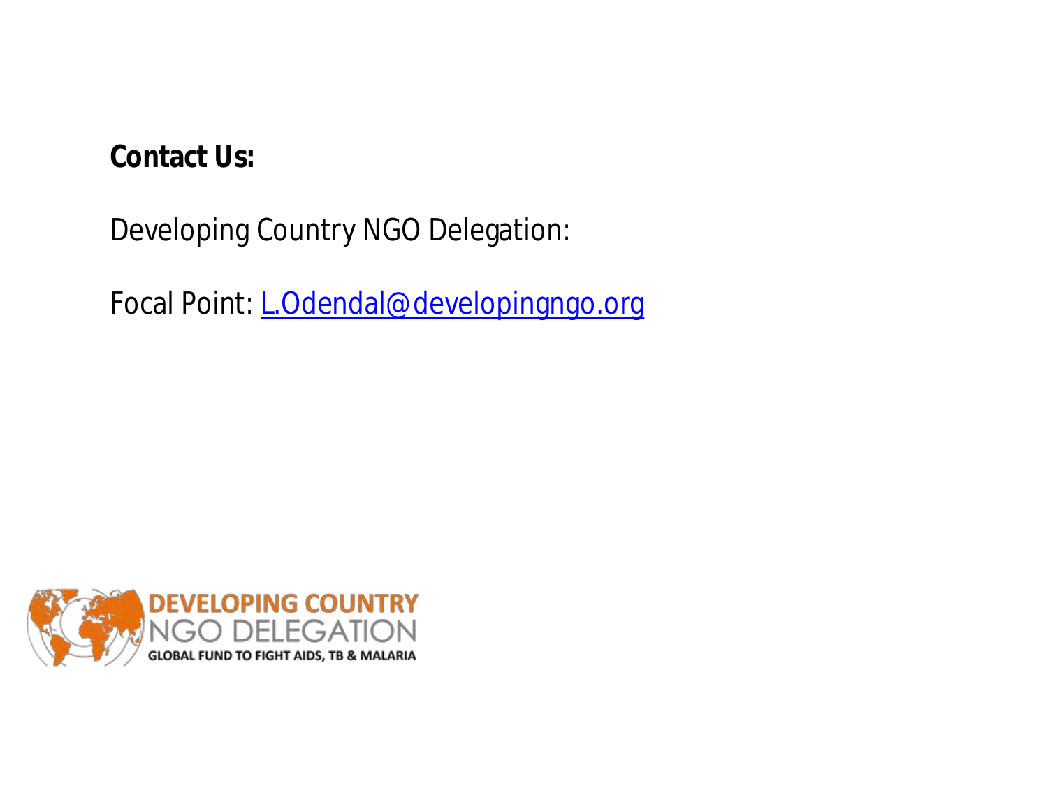**Contact Us:**

Developing Country NGO Delegation:

Focal Point: [L.Odendal@developingngo.org](mailto:L.Odendal@developingngo.org)

DEVELOPING COUNTRY
NGO DELEGATION
GLOBAL FUND TO FIGHT AIDS, TB & MALARIA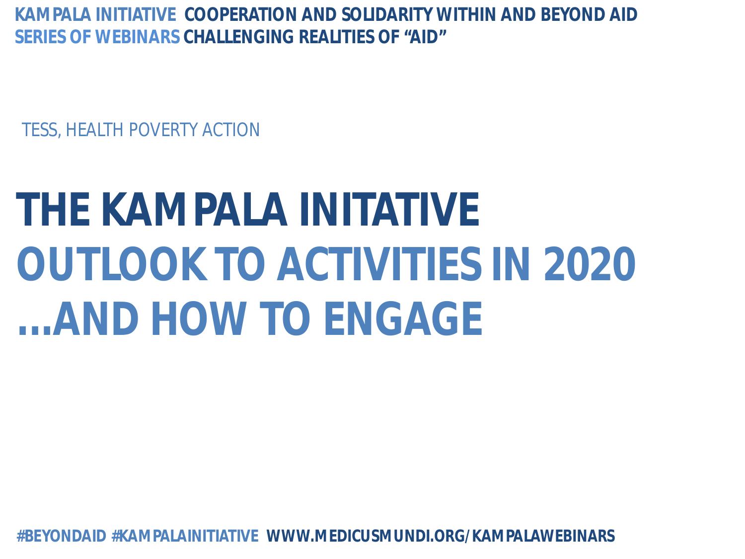KAMPALA INITIATIVE COOPERATION AND SOLIDARITY WITHIN AND BEYOND AID
SERIES OF WEBINARS CHALLENGING REALITIES OF "AID"

TESS, HEALTH POVERTY ACTION

# THE KAMPALA INITATIVE

# OUTLOOK TO ACTIVITIES IN 2020

# ...AND HOW TO ENGAGE

#BEYONDAID #KAMPALAINITIATIVE WWW.MEDICUSMUNDI.ORG/KAMPALAWEBINARS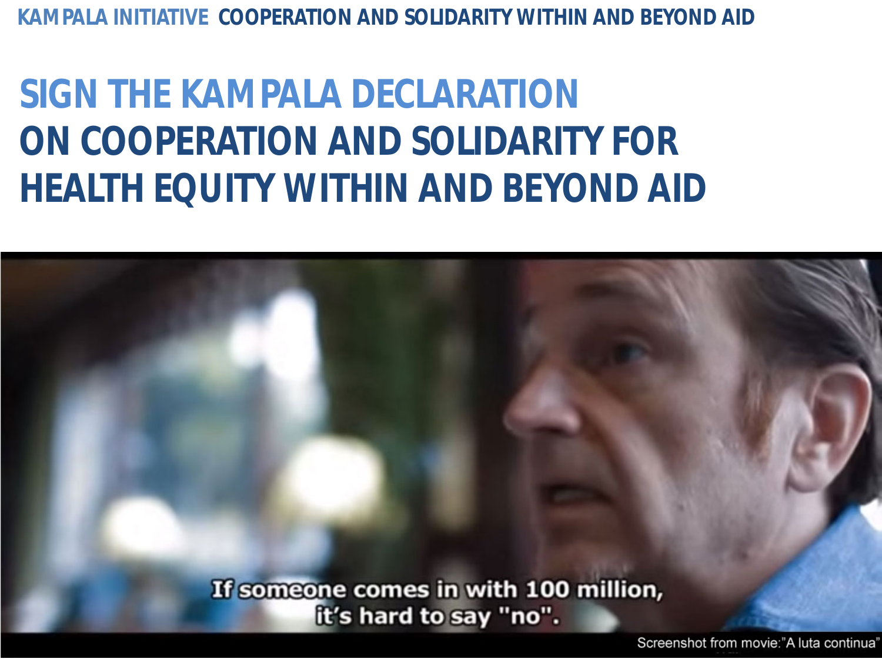# SIGN THE KAMPALA DECLARATION
# ON COOPERATION AND SOLIDARITY FOR HEALTH EQUITY WITHIN AND BEYOND AID

If someone comes in with 100 million, it's hard to say "no".

Screenshot from movie:"A luta continua"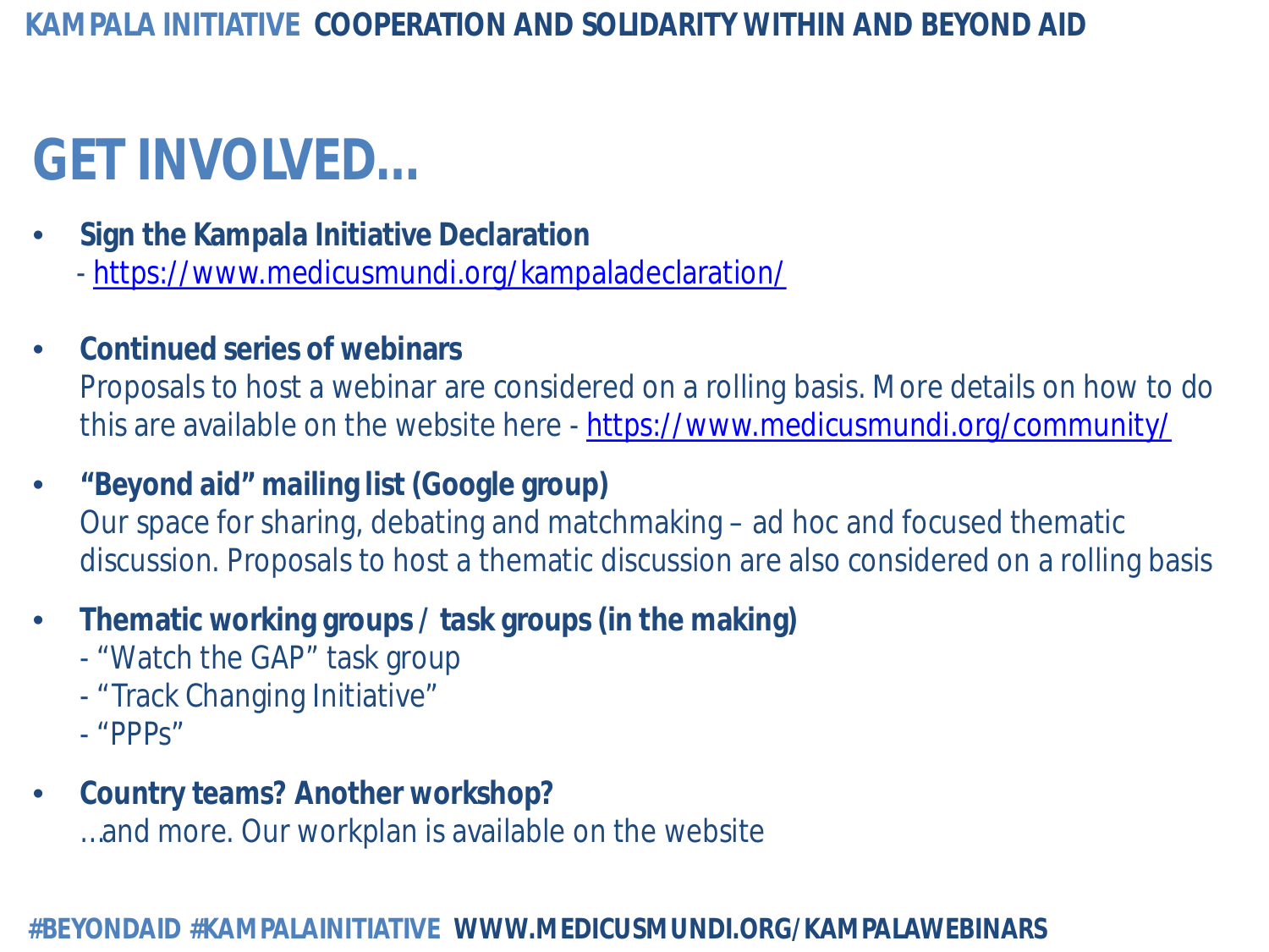# GET INVOLVED…

- **Sign the Kampala Initiative Declaration**
  - https://www.medicusmundi.org/kampaladeclaration/

- **Continued series of webinars**
  Proposals to host a webinar are considered on a rolling basis. More details on how to do this are available on the website here - https://www.medicusmundi.org/community/

- **"Beyond aid" mailing list (Google group)**
  Our space for sharing, debating and matchmaking – ad hoc and focused thematic discussion. Proposals to host a thematic discussion are also considered on a rolling basis

- **Thematic working groups / task groups (in the making)**
  - "Watch the GAP" task group
  - "Track Changing Initiative"
  - "PPPs"

- **Country teams? Another workshop?**
  …and more. Our workplan is available on the website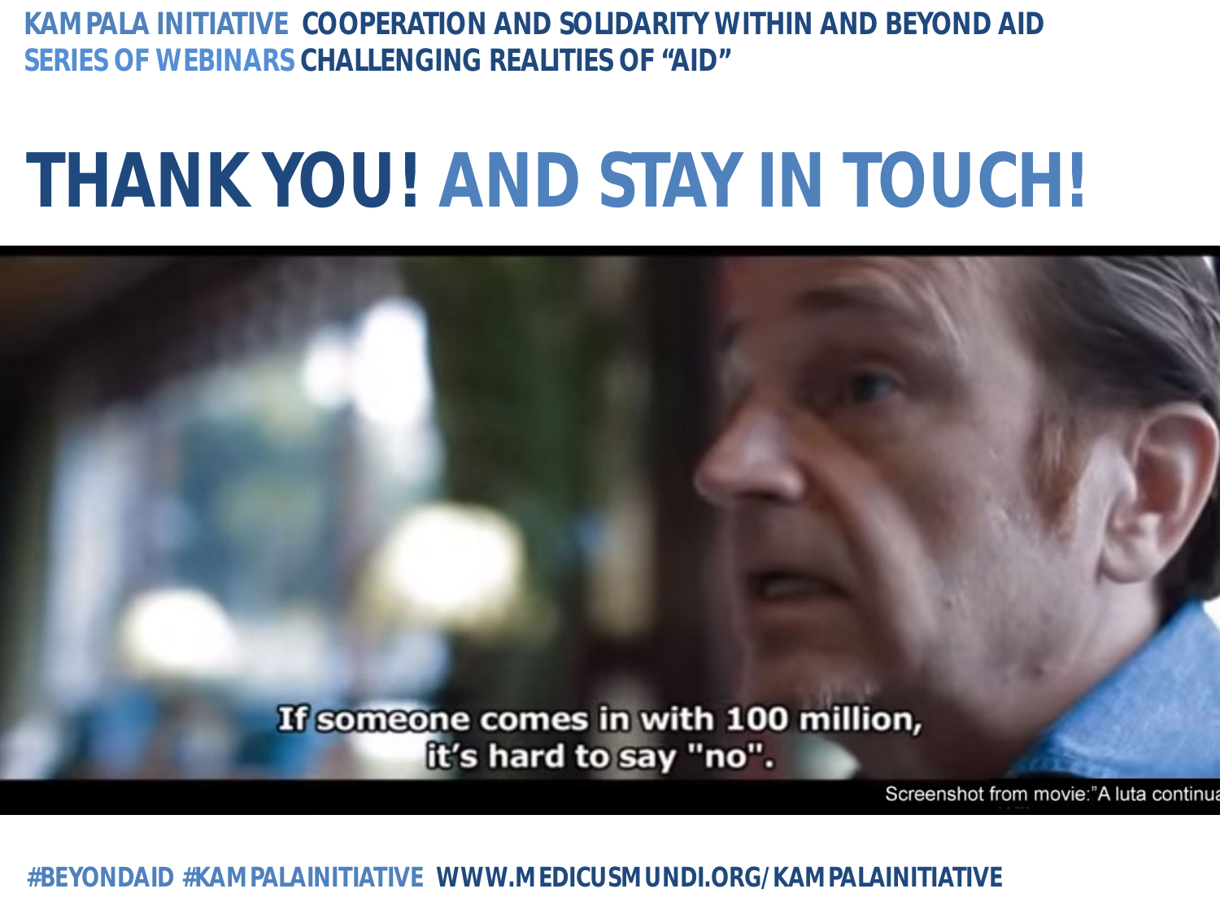**KAMPALA INITIATIVE** **COOPERATION AND SOLIDARITY WITHIN AND BEYOND AID**
**SERIES OF WEBINARS** **CHALLENGING REALITIES OF "AID"**

# THANK YOU! AND STAY IN TOUCH!

If someone comes in with 100 million,
it's hard to say "no".

Screenshot from movie:"A luta continua

#BEYONDAID #KAMPALAINITIATIVE WWW.MEDICUSMUNDI.ORG/KAMPALAINITIATIVE